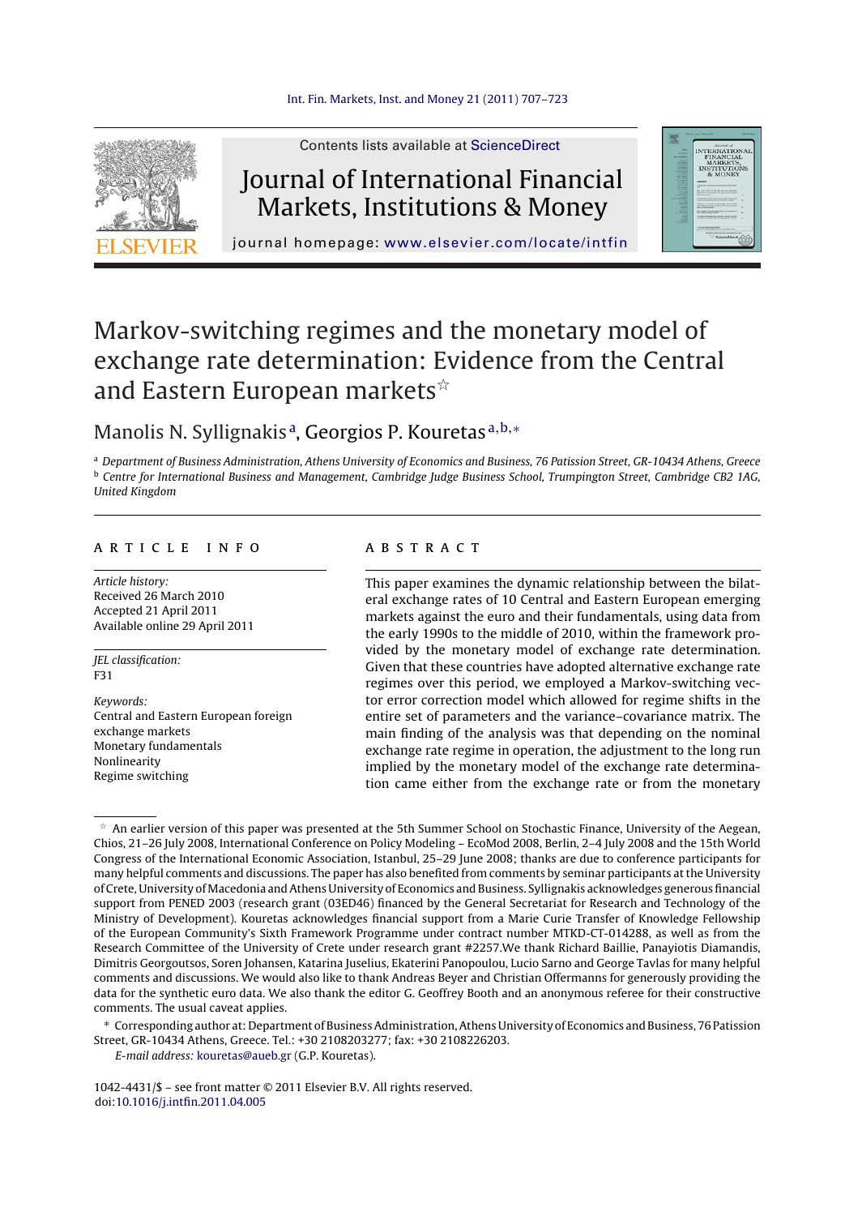Contents lists available at ScienceDirect

# Journal of International Financial Markets, Institutions & Money

journal homepage: www.elsevier.com/locate/intfin

# Markov-switching regimes and the monetary model of exchange rate determination: Evidence from the Central and Eastern European markets[☆]

Manolis N. Syllignakis[a], Georgios P. Kouretas[a,b,*]

[a] *Department of Business Administration, Athens University of Economics and Business, 76 Patission Street, GR-10434 Athens, Greece*
[b] *Centre for International Business and Management, Cambridge Judge Business School, Trumpington Street, Cambridge CB2 1AG, United Kingdom*

## ARTICLE INFO

*Article history:*
Received 26 March 2010
Accepted 21 April 2011
Available online 29 April 2011

*JEL classification:*
F31

*Keywords:*
Central and Eastern European foreign exchange markets
Monetary fundamentals
Nonlinearity
Regime switching

## ABSTRACT

This paper examines the dynamic relationship between the bilateral exchange rates of 10 Central and Eastern European emerging markets against the euro and their fundamentals, using data from the early 1990s to the middle of 2010, within the framework provided by the monetary model of exchange rate determination. Given that these countries have adopted alternative exchange rate regimes over this period, we employed a Markov-switching vector error correction model which allowed for regime shifts in the entire set of parameters and the variance–covariance matrix. The main finding of the analysis was that depending on the nominal exchange rate regime in operation, the adjustment to the long run implied by the monetary model of the exchange rate determination came either from the exchange rate or from the monetary

[☆] An earlier version of this paper was presented at the 5th Summer School on Stochastic Finance, University of the Aegean, Chios, 21–26 July 2008, International Conference on Policy Modeling – EcoMod 2008, Berlin, 2–4 July 2008 and the 15th World Congress of the International Economic Association, Istanbul, 25–29 June 2008; thanks are due to conference participants for many helpful comments and discussions. The paper has also benefited from comments by seminar participants at the University of Crete, University of Macedonia and Athens University of Economics and Business. Syllignakis acknowledges generous financial support from PENED 2003 (research grant (03ED46) financed by the General Secretariat for Research and Technology of the Ministry of Development). Kouretas acknowledges financial support from a Marie Curie Transfer of Knowledge Fellowship of the European Community's Sixth Framework Programme under contract number MTKD-CT-014288, as well as from the Research Committee of the University of Crete under research grant #2257.We thank Richard Baillie, Panayiotis Diamandis, Dimitris Georgoutsos, Soren Johansen, Katarina Juselius, Ekaterini Panopoulou, Lucio Sarno and George Tavlas for many helpful comments and discussions. We would also like to thank Andreas Beyer and Christian Offermanns for generously providing the data for the synthetic euro data. We also thank the editor G. Geoffrey Booth and an anonymous referee for their constructive comments. The usual caveat applies.

* Corresponding author at: Department of Business Administration, Athens University of Economics and Business, 76 Patission Street, GR-10434 Athens, Greece. Tel.: +30 2108203277; fax: +30 2108226203.
*E-mail address:* kouretas@aueb.gr (G.P. Kouretas).

1042-4431/$ – see front matter © 2011 Elsevier B.V. All rights reserved.
doi:10.1016/j.intfin.2011.04.005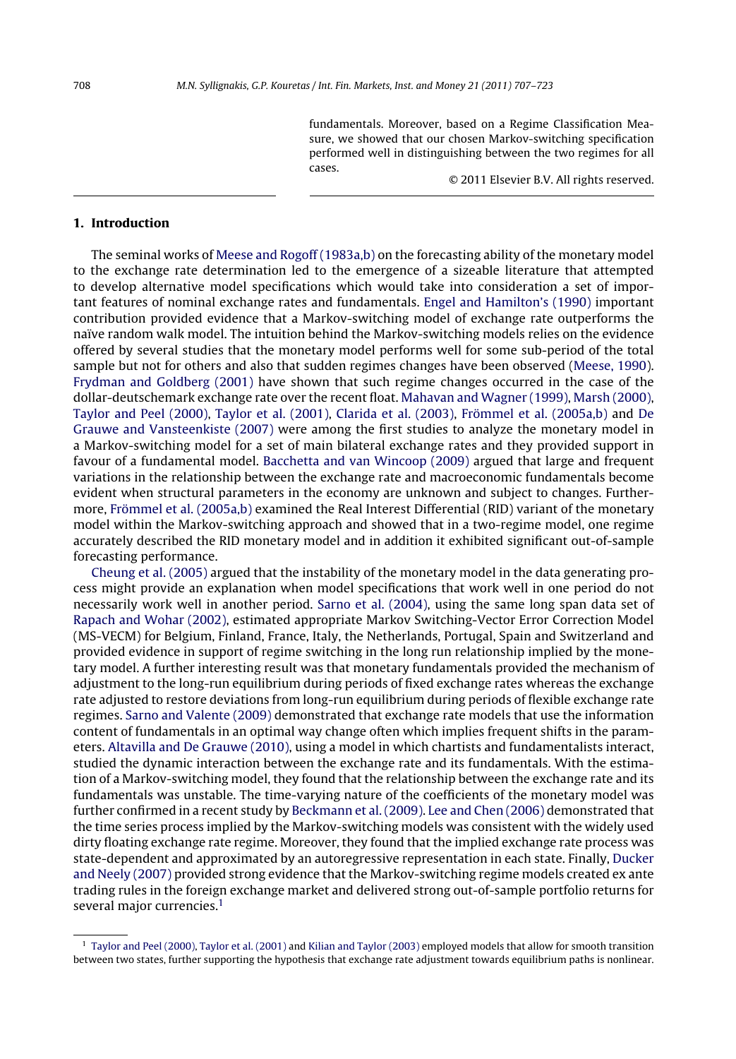fundamentals. Moreover, based on a Regime Classification Measure, we showed that our chosen Markov-switching specification performed well in distinguishing between the two regimes for all cases.

© 2011 Elsevier B.V. All rights reserved.

## 1. Introduction

The seminal works of Meese and Rogoff (1983a,b) on the forecasting ability of the monetary model to the exchange rate determination led to the emergence of a sizeable literature that attempted to develop alternative model specifications which would take into consideration a set of important features of nominal exchange rates and fundamentals. Engel and Hamilton's (1990) important contribution provided evidence that a Markov-switching model of exchange rate outperforms the naïve random walk model. The intuition behind the Markov-switching models relies on the evidence offered by several studies that the monetary model performs well for some sub-period of the total sample but not for others and also that sudden regimes changes have been observed (Meese, 1990). Frydman and Goldberg (2001) have shown that such regime changes occurred in the case of the dollar-deutschemark exchange rate over the recent float. Mahavan and Wagner (1999), Marsh (2000), Taylor and Peel (2000), Taylor et al. (2001), Clarida et al. (2003), Frömmel et al. (2005a,b) and De Grauwe and Vansteenkiste (2007) were among the first studies to analyze the monetary model in a Markov-switching model for a set of main bilateral exchange rates and they provided support in favour of a fundamental model. Bacchetta and van Wincoop (2009) argued that large and frequent variations in the relationship between the exchange rate and macroeconomic fundamentals become evident when structural parameters in the economy are unknown and subject to changes. Furthermore, Frömmel et al. (2005a,b) examined the Real Interest Differential (RID) variant of the monetary model within the Markov-switching approach and showed that in a two-regime model, one regime accurately described the RID monetary model and in addition it exhibited significant out-of-sample forecasting performance.

Cheung et al. (2005) argued that the instability of the monetary model in the data generating process might provide an explanation when model specifications that work well in one period do not necessarily work well in another period. Sarno et al. (2004), using the same long span data set of Rapach and Wohar (2002), estimated appropriate Markov Switching-Vector Error Correction Model (MS-VECM) for Belgium, Finland, France, Italy, the Netherlands, Portugal, Spain and Switzerland and provided evidence in support of regime switching in the long run relationship implied by the monetary model. A further interesting result was that monetary fundamentals provided the mechanism of adjustment to the long-run equilibrium during periods of fixed exchange rates whereas the exchange rate adjusted to restore deviations from long-run equilibrium during periods of flexible exchange rate regimes. Sarno and Valente (2009) demonstrated that exchange rate models that use the information content of fundamentals in an optimal way change often which implies frequent shifts in the parameters. Altavilla and De Grauwe (2010), using a model in which chartists and fundamentalists interact, studied the dynamic interaction between the exchange rate and its fundamentals. With the estimation of a Markov-switching model, they found that the relationship between the exchange rate and its fundamentals was unstable. The time-varying nature of the coefficients of the monetary model was further confirmed in a recent study by Beckmann et al. (2009). Lee and Chen (2006) demonstrated that the time series process implied by the Markov-switching models was consistent with the widely used dirty floating exchange rate regime. Moreover, they found that the implied exchange rate process was state-dependent and approximated by an autoregressive representation in each state. Finally, Ducker and Neely (2007) provided strong evidence that the Markov-switching regime models created ex ante trading rules in the foreign exchange market and delivered strong out-of-sample portfolio returns for several major currencies.[1]

[1] Taylor and Peel (2000), Taylor et al. (2001) and Kilian and Taylor (2003) employed models that allow for smooth transition between two states, further supporting the hypothesis that exchange rate adjustment towards equilibrium paths is nonlinear.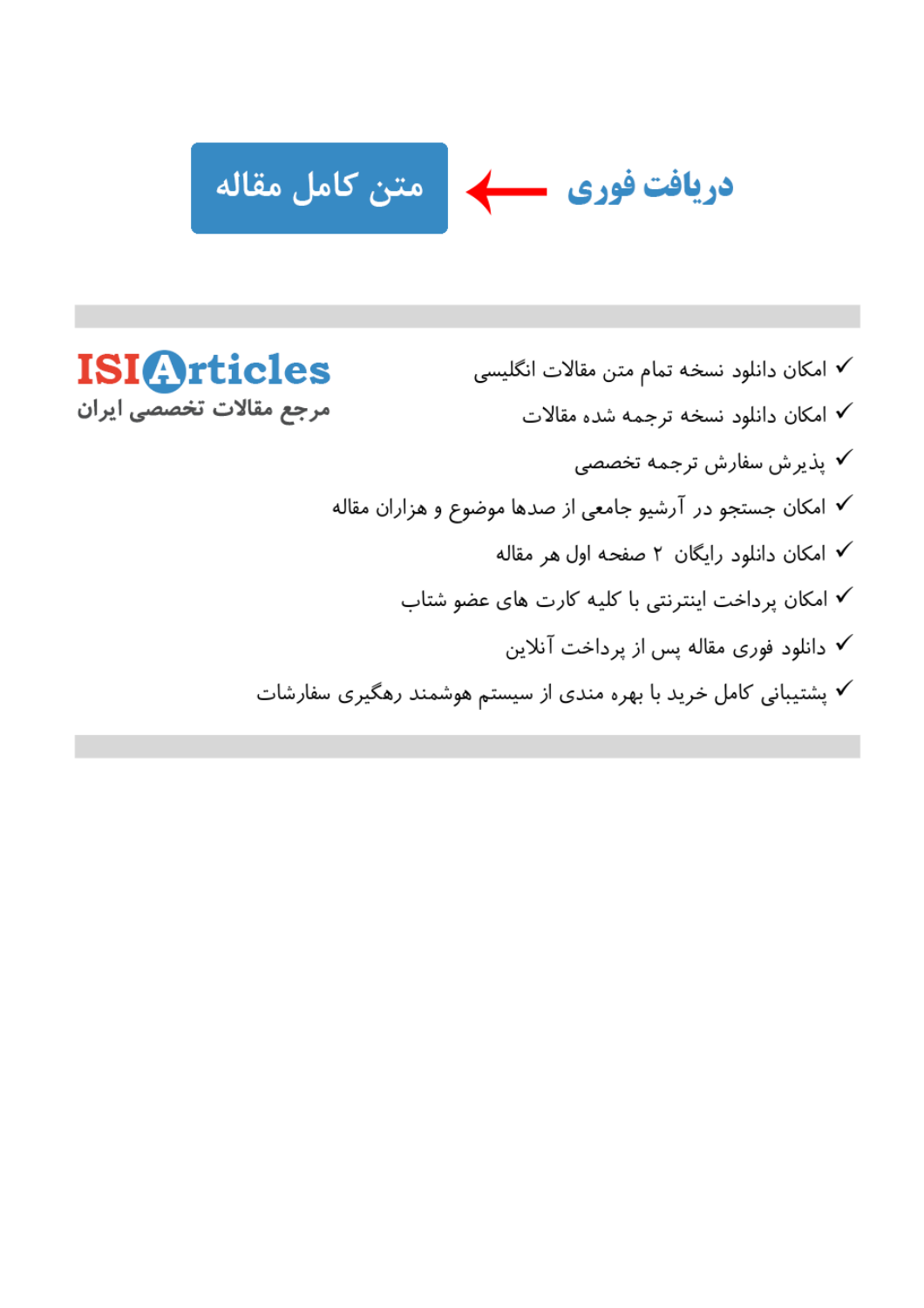دریافت فوری ← متن کامل مقاله

**ISIArticles**
مرجع مقالات تخصصی ایران

- ✓ امکان دانلود نسخه تمام متن مقالات انگلیسی
- ✓ امکان دانلود نسخه ترجمه شده مقالات
- ✓ پذیرش سفارش ترجمه تخصصی
- ✓ امکان جستجو در آرشیو جامعی از صدها موضوع و هزاران مقاله
- ✓ امکان دانلود رایگان ۲ صفحه اول هر مقاله
- ✓ امکان پرداخت اینترنتی با کلیه کارت های عضو شتاب
- ✓ دانلود فوری مقاله پس از پرداخت آنلاین
- ✓ پشتیبانی کامل خرید با بهره مندی از سیستم هوشمند رهگیری سفارشات